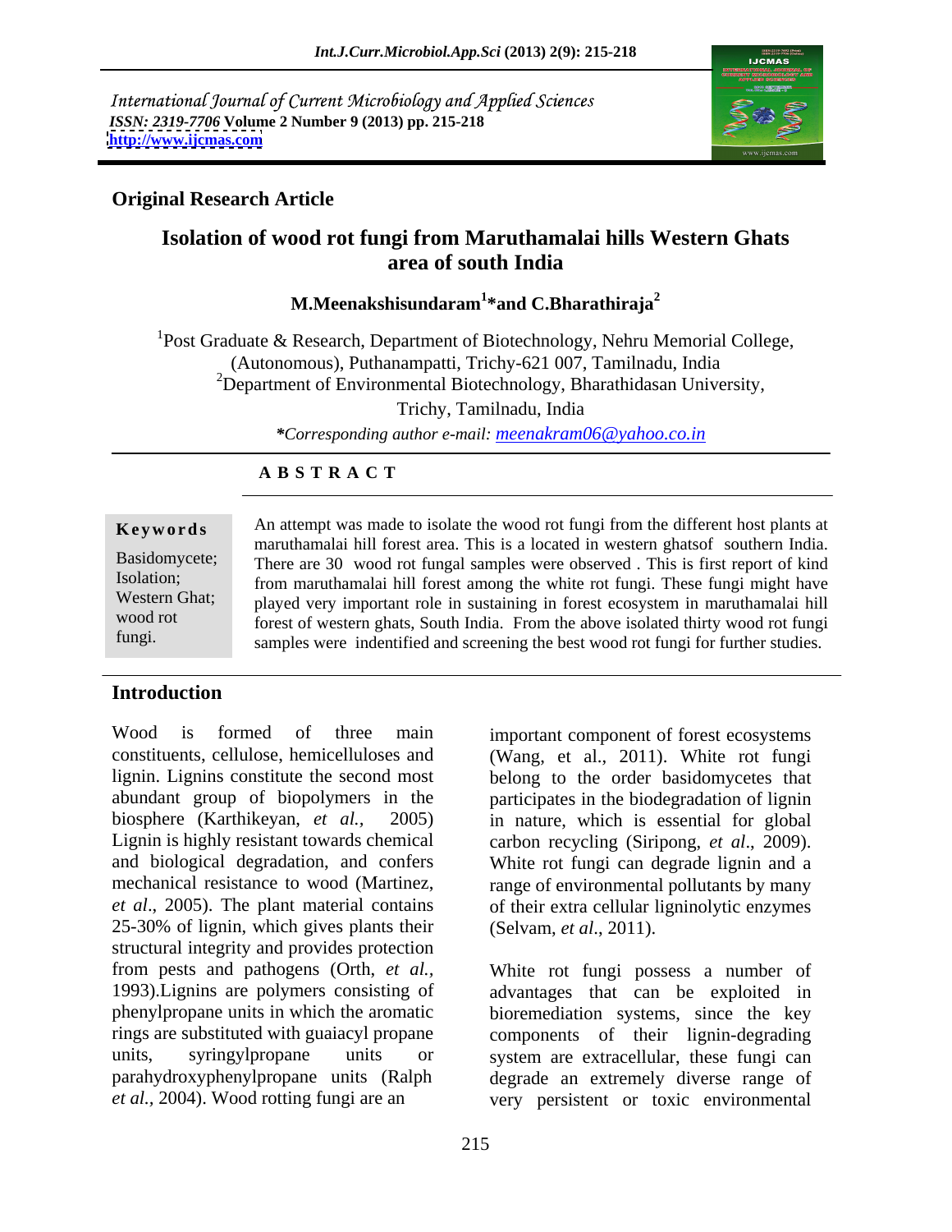International Journal of Current Microbiology and Applied Sciences
*ISSN: 2319-7706* **Volume 2 Number 9 (2013) pp. 215-218**
**http://www.ijcmas.com**

## Original Research Article

# Isolation of wood rot fungi from Maruthamalai hills Western Ghats area of south India

**M.Meenakshisundaram[1]*and C.Bharathiraja[2]**

[1]Post Graduate & Research, Department of Biotechnology, Nehru Memorial College, (Autonomous), Puthanampatti, Trichy-621 007, Tamilnadu, India
[2]Department of Environmental Biotechnology, Bharathidasan University, Trichy, Tamilnadu, India

**Corresponding author e-mail:* meenakram06@yahoo.co.in

### A B S T R A C T

**Keywords**

Basidomycete; Isolation; Western Ghat; wood rot fungi.

An attempt was made to isolate the wood rot fungi from the different host plants at maruthamalai hill forest area. This is a located in western ghatsof southern India. There are 30 wood rot fungal samples were observed . This is first report of kind from maruthamalai hill forest among the white rot fungi. These fungi might have played very important role in sustaining in forest ecosystem in maruthamalai hill forest of western ghats, South India. From the above isolated thirty wood rot fungi samples were indentified and screening the best wood rot fungi for further studies.

## Introduction

Wood is formed of three main constituents, cellulose, hemicelluloses and lignin. Lignins constitute the second most abundant group of biopolymers in the biosphere (Karthikeyan, *et al.,* 2005) Lignin is highly resistant towards chemical and biological degradation, and confers mechanical resistance to wood (Martinez, *et al*., 2005). The plant material contains 25-30% of lignin, which gives plants their structural integrity and provides protection from pests and pathogens (Orth, *et al.,* 1993).Lignins are polymers consisting of phenylpropane units in which the aromatic rings are substituted with guaiacyl propane units, syringylpropane units or parahydroxyphenylpropane units (Ralph *et al*., 2004). Wood rotting fungi are an important component of forest ecosystems (Wang, et al., 2011). White rot fungi belong to the order basidomycetes that participates in the biodegradation of lignin in nature, which is essential for global carbon recycling (Siripong, *et al*., 2009). White rot fungi can degrade lignin and a range of environmental pollutants by many of their extra cellular ligninolytic enzymes (Selvam, *et al*., 2011).

White rot fungi possess a number of advantages that can be exploited in bioremediation systems, since the key components of their lignin-degrading system are extracellular, these fungi can degrade an extremely diverse range of very persistent or toxic environmental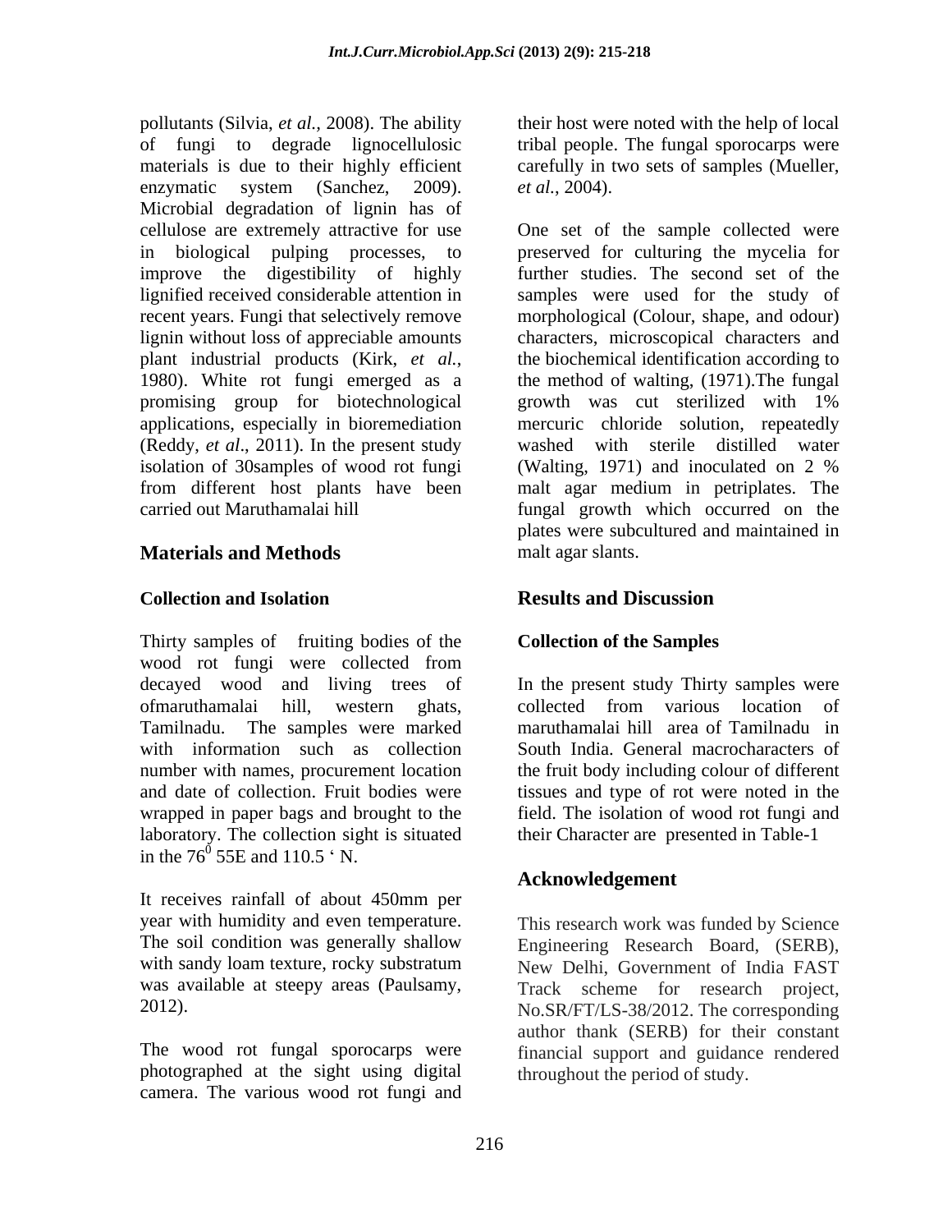pollutants (Silvia, *et al.,* 2008). The ability of fungi to degrade lignocellulosic materials is due to their highly efficient enzymatic system (Sanchez, 2009). Microbial degradation of lignin has of cellulose are extremely attractive for use in biological pulping processes, to improve the digestibility of highly lignified received considerable attention in recent years. Fungi that selectively remove lignin without loss of appreciable amounts plant industrial products (Kirk, *et al.*, 1980). White rot fungi emerged as a promising group for biotechnological applications, especially in bioremediation (Reddy, *et al*., 2011). In the present study isolation of 30samples of wood rot fungi from different host plants have been carried out Maruthamalai hill

## Materials and Methods

### Collection and Isolation

Thirty samples of fruiting bodies of the wood rot fungi were collected from decayed wood and living trees ofmaruthamalai hill, western ghats, Tamilnadu. The samples were marked with information such as collection number with names, procurement location and date of collection. Fruit bodies were wrapped in paper bags and brought to the laboratory. The collection sight is situated in the $76^0$ 55E and 110.5 ' N.

It receives rainfall of about 450mm per year with humidity and even temperature. The soil condition was generally shallow with sandy loam texture, rocky substratum was available at steepy areas (Paulsamy, 2012).

The wood rot fungal sporocarps were photographed at the sight using digital camera. The various wood rot fungi and their host were noted with the help of local tribal people. The fungal sporocarps were carefully in two sets of samples (Mueller, *et al.*, 2004).

One set of the sample collected were preserved for culturing the mycelia for further studies. The second set of the samples were used for the study of morphological (Colour, shape, and odour) characters, microscopical characters and the biochemical identification according to the method of walting, (1971).The fungal growth was cut sterilized with 1% mercuric chloride solution, repeatedly washed with sterile distilled water (Walting, 1971) and inoculated on 2 % malt agar medium in petriplates. The fungal growth which occurred on the plates were subcultured and maintained in malt agar slants.

## Results and Discussion

### Collection of the Samples

In the present study Thirty samples were collected from various location of maruthamalai hill area of Tamilnadu in South India. General macrocharacters of the fruit body including colour of different tissues and type of rot were noted in the field. The isolation of wood rot fungi and their Character are presented in Table-1

## Acknowledgement

This research work was funded by Science Engineering Research Board, (SERB), New Delhi, Government of India FAST Track scheme for research project, No.SR/FT/LS-38/2012. The corresponding author thank (SERB) for their constant financial support and guidance rendered throughout the period of study.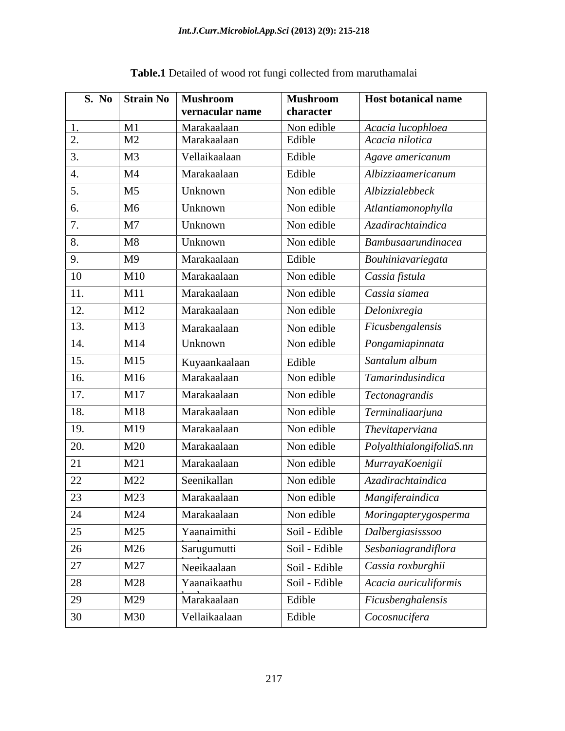**Table.1** Detailed of wood rot fungi collected from maruthamalai

| S. No | Strain No | Mushroom vernacular name | Mushroom character | Host botanical name |
|---|---|---|---|---|
| 1. | M1 | Marakaalaan | Non edible | *Acacia lucophloea* |
| 2. | M2 | Marakaalaan | Edible | *Acacia nilotica* |
| 3. | M3 | Vellaikaalaan | Edible | *Agave americanum* |
| 4. | M4 | Marakaalaan | Edible | *Albizziaamericanum* |
| 5. | M5 | Unknown | Non edible | *Albizzialebbeck* |
| 6. | M6 | Unknown | Non edible | *Atlantiamonophylla* |
| 7. | M7 | Unknown | Non edible | *Azadirachtaindica* |
| 8. | M8 | Unknown | Non edible | *Bambusaarundinacea* |
| 9. | M9 | Marakaalaan | Edible | *Bouhiniavariegata* |
| 10 | M10 | Marakaalaan | Non edible | *Cassia fistula* |
| 11. | M11 | Marakaalaan | Non edible | *Cassia siamea* |
| 12. | M12 | Marakaalaan | Non edible | *Delonixregia* |
| 13. | M13 | Marakaalaan | Non edible | *Ficusbengalensis* |
| 14. | M14 | Unknown | Non edible | *Pongamiapinnata* |
| 15. | M15 | Kuyaankaalaan | Edible | *Santalum album* |
| 16. | M16 | Marakaalaan | Non edible | *Tamarindusindica* |
| 17. | M17 | Marakaalaan | Non edible | *Tectonagrandis* |
| 18. | M18 | Marakaalaan | Non edible | *Terminaliaarjuna* |
| 19. | M19 | Marakaalaan | Non edible | *Thevitaperviana* |
| 20. | M20 | Marakaalaan | Non edible | *PolyalthialongifoliaS.nn* |
| 21 | M21 | Marakaalaan | Non edible | *MurrayaKoenigii* |
| 22 | M22 | Seenikallan | Non edible | *Azadirachtaindica* |
| 23 | M23 | Marakaalaan | Non edible | *Mangiferaindica* |
| 24 | M24 | Marakaalaan | Non edible | *Moringapterygosperma* |
| 25 | M25 | Yaanaimithi | Soil - Edible | *Dalbergiasisssoo* |
| 26 | M26 | Sarugumutti | Soil - Edible | *Sesbaniagrandiflora* |
| 27 | M27 | Neeikaalaan | Soil - Edible | *Cassia roxburghii* |
| 28 | M28 | Yaanaikaathu | Soil - Edible | *Acacia auriculiformis* |
| 29 | M29 | Marakaalaan | Edible | *Ficusbenghalensis* |
| 30 | M30 | Vellaikaalaan | Edible | *Cocosnucifera* |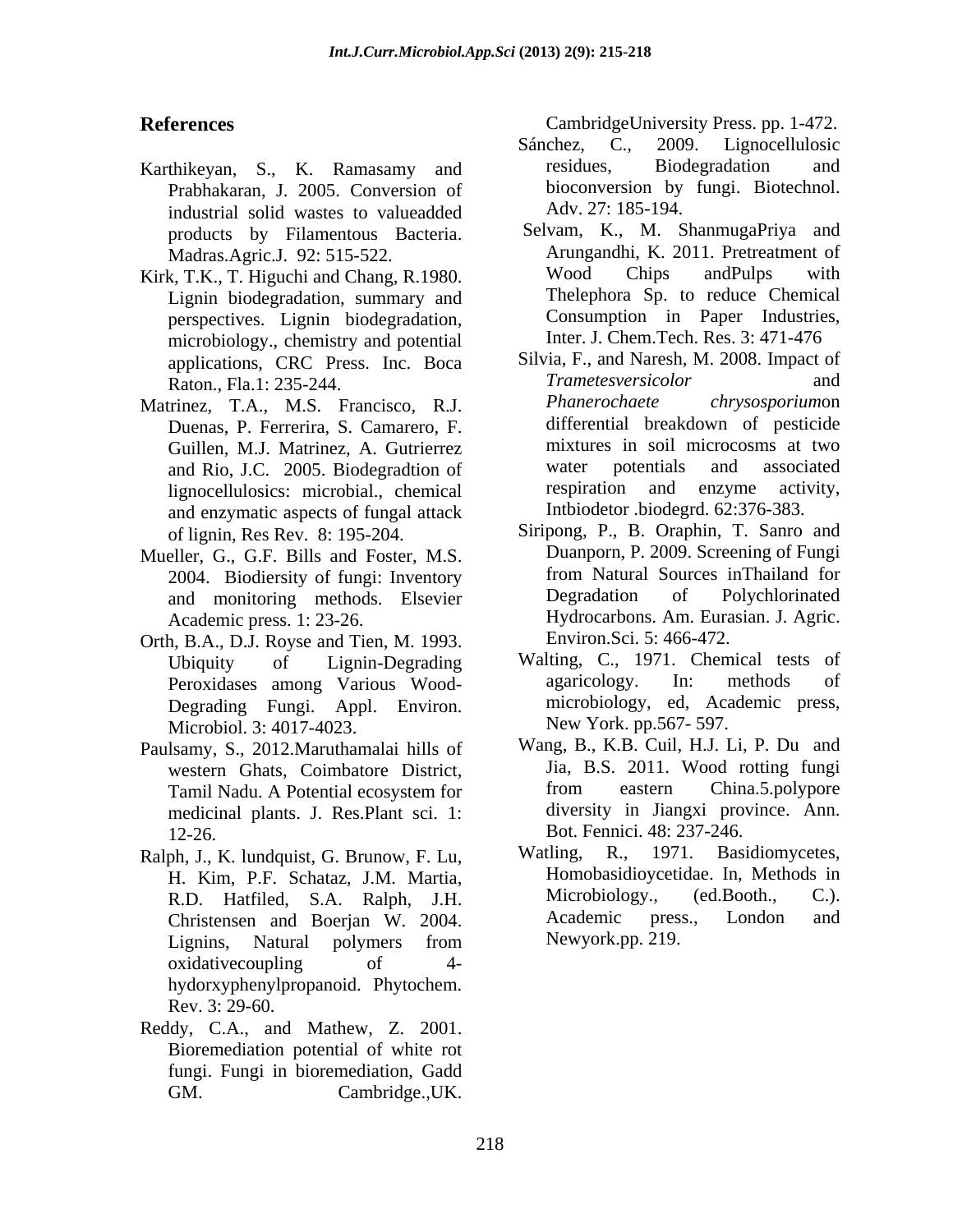## References

Karthikeyan, S., K. Ramasamy and Prabhakaran, J. 2005. Conversion of industrial solid wastes to valueadded products by Filamentous Bacteria. Madras.Agric.J. 92: 515-522.

Kirk, T.K., T. Higuchi and Chang, R.1980. Lignin biodegradation, summary and perspectives. Lignin biodegradation, microbiology., chemistry and potential applications, CRC Press. Inc. Boca Raton., Fla.1: 235-244.

Matrinez, T.A., M.S. Francisco, R.J. Duenas, P. Ferrerira, S. Camarero, F. Guillen, M.J. Matrinez, A. Gutrierrez and Rio, J.C. 2005. Biodegradtion of lignocellulosics: microbial., chemical and enzymatic aspects of fungal attack of lignin, Res Rev. 8: 195-204.

Mueller, G., G.F. Bills and Foster, M.S. 2004. Biodiersity of fungi: Inventory and monitoring methods. Elsevier Academic press. 1: 23-26.

Orth, B.A., D.J. Royse and Tien, M. 1993. Ubiquity of Lignin-Degrading Peroxidases among Various Wood-Degrading Fungi. Appl. Environ. Microbiol. 3: 4017-4023.

Paulsamy, S., 2012.Maruthamalai hills of western Ghats, Coimbatore District, Tamil Nadu. A Potential ecosystem for medicinal plants. J. Res.Plant sci. 1: 12-26.

Ralph, J., K. lundquist, G. Brunow, F. Lu, H. Kim, P.F. Schataz, J.M. Martia, R.D. Hatfiled, S.A. Ralph, J.H. Christensen and Boerjan W. 2004. Lignins, Natural polymers from oxidativecoupling of 4-hydorxyphenylpropanoid. Phytochem. Rev. 3: 29-60.

Reddy, C.A., and Mathew, Z. 2001. Bioremediation potential of white rot fungi. Fungi in bioremediation, Gadd GM. Cambridge.,UK. CambridgeUniversity Press. pp. 1-472.

Sánchez, C., 2009. Lignocellulosic residues, Biodegradation and bioconversion by fungi. Biotechnol. Adv. 27: 185-194.

Selvam, K., M. ShanmugaPriya and Arungandhi, K. 2011. Pretreatment of Wood Chips andPulps with Thelephora Sp. to reduce Chemical Consumption in Paper Industries, Inter. J. Chem.Tech. Res. 3: 471-476

Silvia, F., and Naresh, M. 2008. Impact of *Trametesversicolor* and *Phanerochaete chrysosporium*on differential breakdown of pesticide mixtures in soil microcosms at two water potentials and associated respiration and enzyme activity, Intbiodetor .biodegrd. 62:376-383.

Siripong, P., B. Oraphin, T. Sanro and Duanporn, P. 2009. Screening of Fungi from Natural Sources inThailand for Degradation of Polychlorinated Hydrocarbons. Am. Eurasian. J. Agric. Environ.Sci. 5: 466-472.

Walting, C., 1971. Chemical tests of agaricology. In: methods of microbiology, ed, Academic press, New York. pp.567- 597.

Wang, B., K.B. Cuil, H.J. Li, P. Du and Jia, B.S. 2011. Wood rotting fungi from eastern China.5.polypore diversity in Jiangxi province. Ann. Bot. Fennici. 48: 237-246.

Watling, R., 1971. Basidiomycetes, Homobasidioycetidae. In, Methods in Microbiology., (ed.Booth., C.). Academic press., London and Newyork.pp. 219.